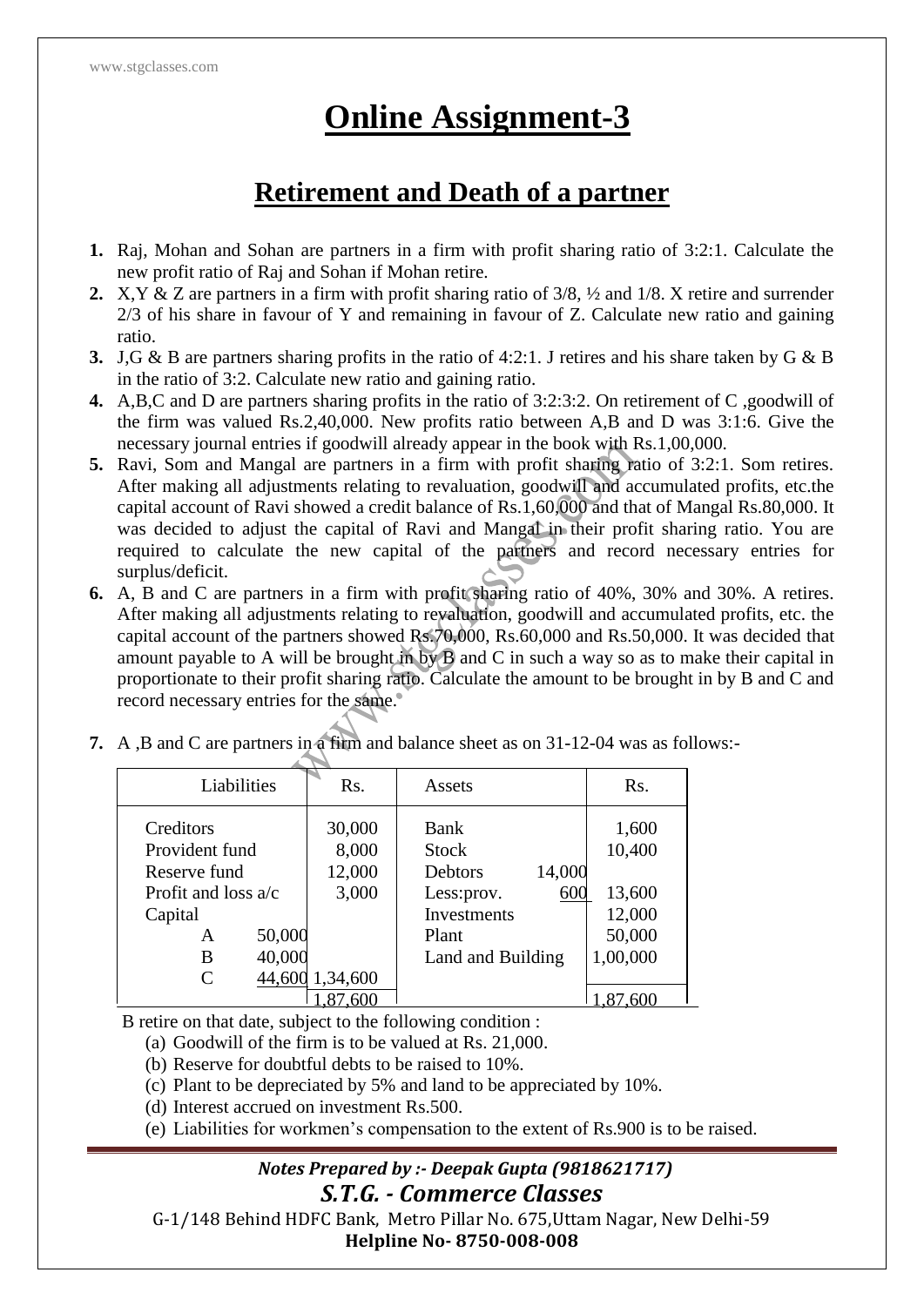# Online Assignment-3

## Retirement and Death of a partner

1. Raj, Mohan and Sohan are partners in a firm with profit sharing ratio of 3:2:1. Calculate the new profit ratio of Raj and Sohan if Mohan retire.
2. X,Y & Z are partners in a firm with profit sharing ratio of 3/8, ½ and 1/8. X retire and surrender 2/3 of his share in favour of Y and remaining in favour of Z. Calculate new ratio and gaining ratio.
3. J,G & B are partners sharing profits in the ratio of 4:2:1. J retires and his share taken by G & B in the ratio of 3:2. Calculate new ratio and gaining ratio.
4. A,B,C and D are partners sharing profits in the ratio of 3:2:3:2. On retirement of C ,goodwill of the firm was valued Rs.2,40,000. New profits ratio between A,B and D was 3:1:6. Give the necessary journal entries if goodwill already appear in the book with Rs.1,00,000.
5. Ravi, Som and Mangal are partners in a firm with profit sharing ratio of 3:2:1. Som retires. After making all adjustments relating to revaluation, goodwill and accumulated profits, etc.the capital account of Ravi showed a credit balance of Rs.1,60,000 and that of Mangal Rs.80,000. It was decided to adjust the capital of Ravi and Mangal in their profit sharing ratio. You are required to calculate the new capital of the partners and record necessary entries for surplus/deficit.
6. A, B and C are partners in a firm with profit sharing ratio of 40%, 30% and 30%. A retires. After making all adjustments relating to revaluation, goodwill and accumulated profits, etc. the capital account of the partners showed Rs.70,000, Rs.60,000 and Rs.50,000. It was decided that amount payable to A will be brought in by B and C in such a way so as to make their capital in proportionate to their profit sharing ratio. Calculate the amount to be brought in by B and C and record necessary entries for the same.
7. A ,B and C are partners in a firm and balance sheet as on 31-12-04 was as follows:-

| Liabilities | | Rs. | Assets | | Rs. |
|---|---|---|---|---|---|
| Creditors | | 30,000 | Bank | | 1,600 |
| Provident fund | | 8,000 | Stock | | 10,400 |
| Reserve fund | | 12,000 | Debtors | 14,000 | |
| Profit and loss a/c | | 3,000 | Less:prov. | 600 | 13,600 |
| Capital | | | Investments | | 12,000 |
| A | 50,000 | | Plant | | 50,000 |
| B | 40,000 | | Land and Building | | 1,00,000 |
| C | 44,600 | 1,34,600 | | | |
| | | 1,87,600 | | | 1,87,600 |

B retire on that date, subject to the following condition :

(a) Goodwill of the firm is to be valued at Rs. 21,000.

(b) Reserve for doubtful debts to be raised to 10%.

(c) Plant to be depreciated by 5% and land to be appreciated by 10%.

(d) Interest accrued on investment Rs.500.

(e) Liabilities for workmen's compensation to the extent of Rs.900 is to be raised.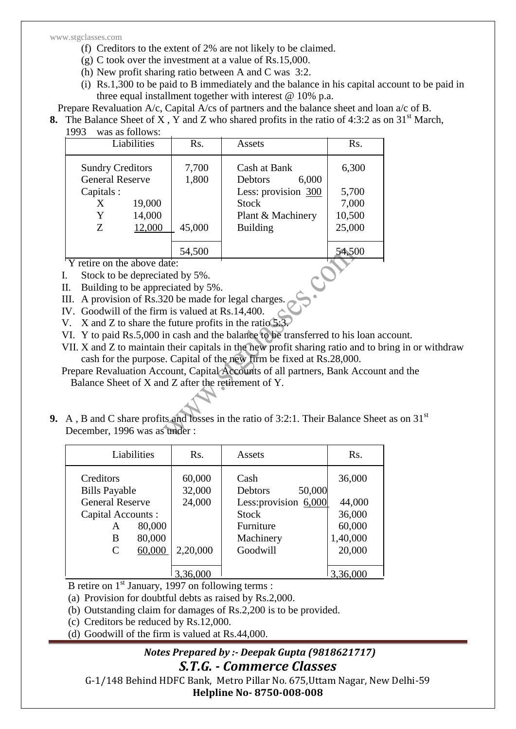(f) Creditors to the extent of 2% are not likely to be claimed.

(g) C took over the investment at a value of Rs.15,000.

(h) New profit sharing ratio between A and C was 3:2.

(i) Rs.1,300 to be paid to B immediately and the balance in his capital account to be paid in three equal installment together with interest @ 10% p.a.

Prepare Revaluation A/c, Capital A/cs of partners and the balance sheet and loan a/c of B.

**8.** The Balance Sheet of X , Y and Z who shared profits in the ratio of 4:3:2 as on 31st March, 1993 was as follows:

| Liabilities | | Rs. | Assets | | Rs. |
|---|---|---|---|---|---|
| Sundry Creditors | | 7,700 | Cash at Bank | | 6,300 |
| General Reserve | | 1,800 | Debtors | 6,000 | |
| Capitals : | | | Less: provision | 300 | 5,700 |
| X | 19,000 | | Stock | | 7,000 |
| Y | 14,000 | | Plant & Machinery | | 10,500 |
| Z | 12,000 | 45,000 | Building | | 25,000 |
| | | 54,500 | | | 54,500 |

Y retire on the above date:

I. Stock to be depreciated by 5%.
II. Building to be appreciated by 5%.
III. A provision of Rs.320 be made for legal charges.
IV. Goodwill of the firm is valued at Rs.14,400.
V. X and Z to share the future profits in the ratio 5:3.
VI. Y to paid Rs.5,000 in cash and the balance to be transferred to his loan account.
VII. X and Z to maintain their capitals in the new profit sharing ratio and to bring in or withdraw cash for the purpose. Capital of the new firm be fixed at Rs.28,000.

Prepare Revaluation Account, Capital Accounts of all partners, Bank Account and the Balance Sheet of X and Z after the retirement of Y.

**9.** A , B and C share profits and losses in the ratio of 3:2:1. Their Balance Sheet as on 31st December, 1996 was as under :

| Liabilities | | Rs. | Assets | | Rs. |
|---|---|---|---|---|---|
| Creditors | | 60,000 | Cash | | 36,000 |
| Bills Payable | | 32,000 | Debtors | 50,000 | |
| General Reserve | | 24,000 | Less:provision | 6,000 | 44,000 |
| Capital Accounts : | | | Stock | | 36,000 |
| A | 80,000 | | Furniture | | 60,000 |
| B | 80,000 | | Machinery | | 1,40,000 |
| C | 60,000 | 2,20,000 | Goodwill | | 20,000 |
| | | 3,36,000 | | | 3,36,000 |

B retire on 1st January, 1997 on following terms :

(a) Provision for doubtful debts as raised by Rs.2,000.

(b) Outstanding claim for damages of Rs.2,200 is to be provided.

(c) Creditors be reduced by Rs.12,000.

(d) Goodwill of the firm is valued at Rs.44,000.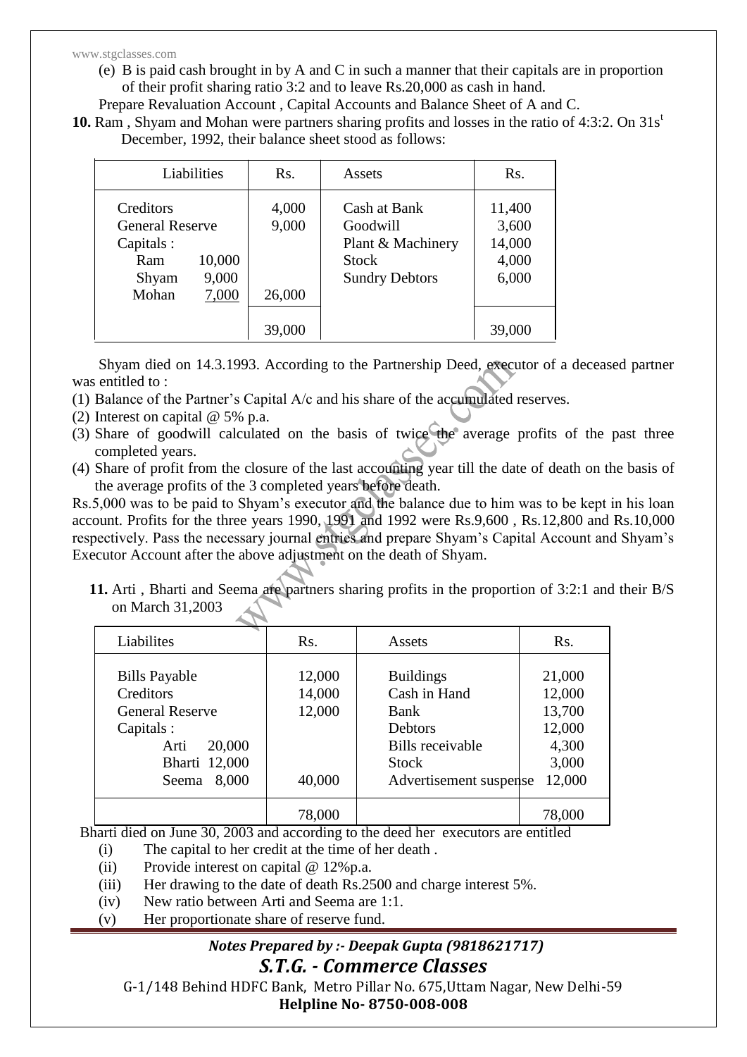(e) B is paid cash brought in by A and C in such a manner that their capitals are in proportion of their profit sharing ratio 3:2 and to leave Rs.20,000 as cash in hand.

Prepare Revaluation Account , Capital Accounts and Balance Sheet of A and C.

**10.** Ram , Shyam and Mohan were partners sharing profits and losses in the ratio of 4:3:2. On 31st December, 1992, their balance sheet stood as follows:

| Liabilities | Rs. | Assets | Rs. |
|---|---|---|---|
| Creditors | 4,000 | Cash at Bank | 11,400 |
| General Reserve | 9,000 | Goodwill | 3,600 |
| Capitals : | | Plant & Machinery | 14,000 |
| Ram 10,000 | | Stock | 4,000 |
| Shyam 9,000 | | Sundry Debtors | 6,000 |
| Mohan 7,000 | 26,000 | | |
| | 39,000 | | 39,000 |

Shyam died on 14.3.1993. According to the Partnership Deed, executor of a deceased partner was entitled to :

(1) Balance of the Partner's Capital A/c and his share of the accumulated reserves.
(2) Interest on capital @ 5% p.a.
(3) Share of goodwill calculated on the basis of twice the average profits of the past three completed years.
(4) Share of profit from the closure of the last accounting year till the date of death on the basis of the average profits of the 3 completed years before death.

Rs.5,000 was to be paid to Shyam's executor and the balance due to him was to be kept in his loan account. Profits for the three years 1990, 1991 and 1992 were Rs.9,600 , Rs.12,800 and Rs.10,000 respectively. Pass the necessary journal entries and prepare Shyam's Capital Account and Shyam's Executor Account after the above adjustment on the death of Shyam.

**11.** Arti , Bharti and Seema are partners sharing profits in the proportion of 3:2:1 and their B/S on March 31,2003

| Liabilites | Rs. | Assets | Rs. |
|---|---|---|---|
| Bills Payable | 12,000 | Buildings | 21,000 |
| Creditors | 14,000 | Cash in Hand | 12,000 |
| General Reserve | 12,000 | Bank | 13,700 |
| Capitals : | | Debtors | 12,000 |
| Arti 20,000 | | Bills receivable | 4,300 |
| Bharti 12,000 | | Stock | 3,000 |
| Seema 8,000 | 40,000 | Advertisement suspense | 12,000 |
| | 78,000 | | 78,000 |

Bharti died on June 30, 2003 and according to the deed her executors are entitled

(i) The capital to her credit at the time of her death .
(ii) Provide interest on capital @ 12%p.a.
(iii) Her drawing to the date of death Rs.2500 and charge interest 5%.
(iv) New ratio between Arti and Seema are 1:1.
(v) Her proportionate share of reserve fund.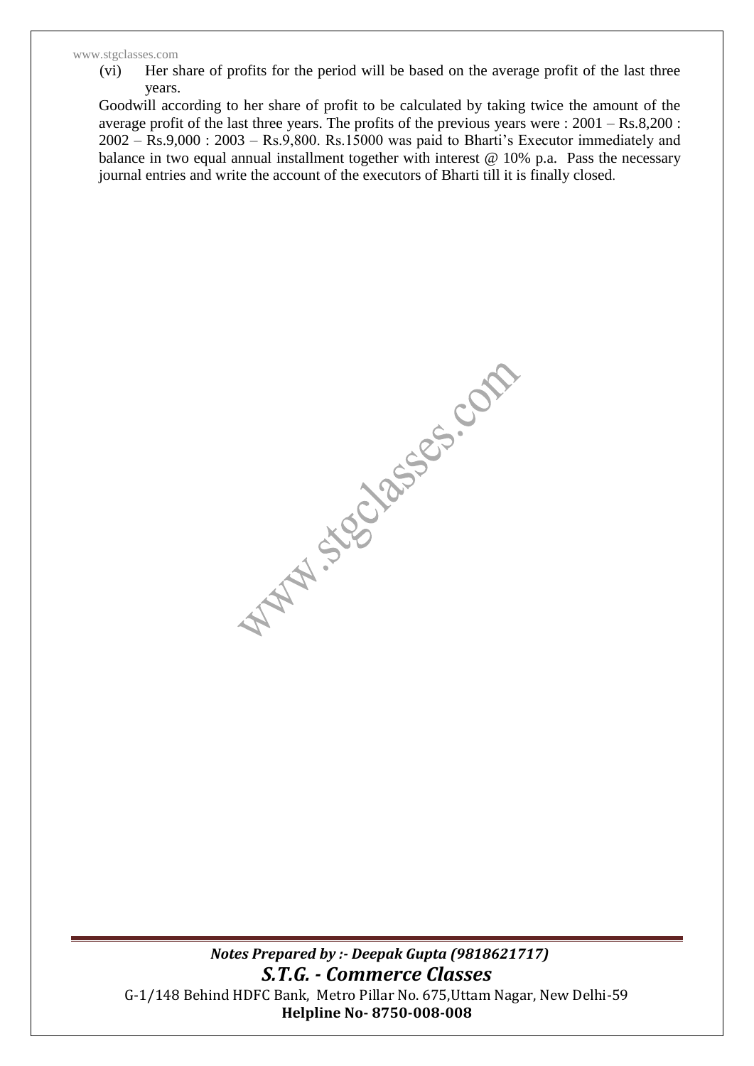(vi) Her share of profits for the period will be based on the average profit of the last three years.

Goodwill according to her share of profit to be calculated by taking twice the amount of the average profit of the last three years. The profits of the previous years were : 2001 – Rs.8,200 : 2002 – Rs.9,000 : 2003 – Rs.9,800. Rs.15000 was paid to Bharti's Executor immediately and balance in two equal annual installment together with interest @ 10% p.a. Pass the necessary journal entries and write the account of the executors of Bharti till it is finally closed.